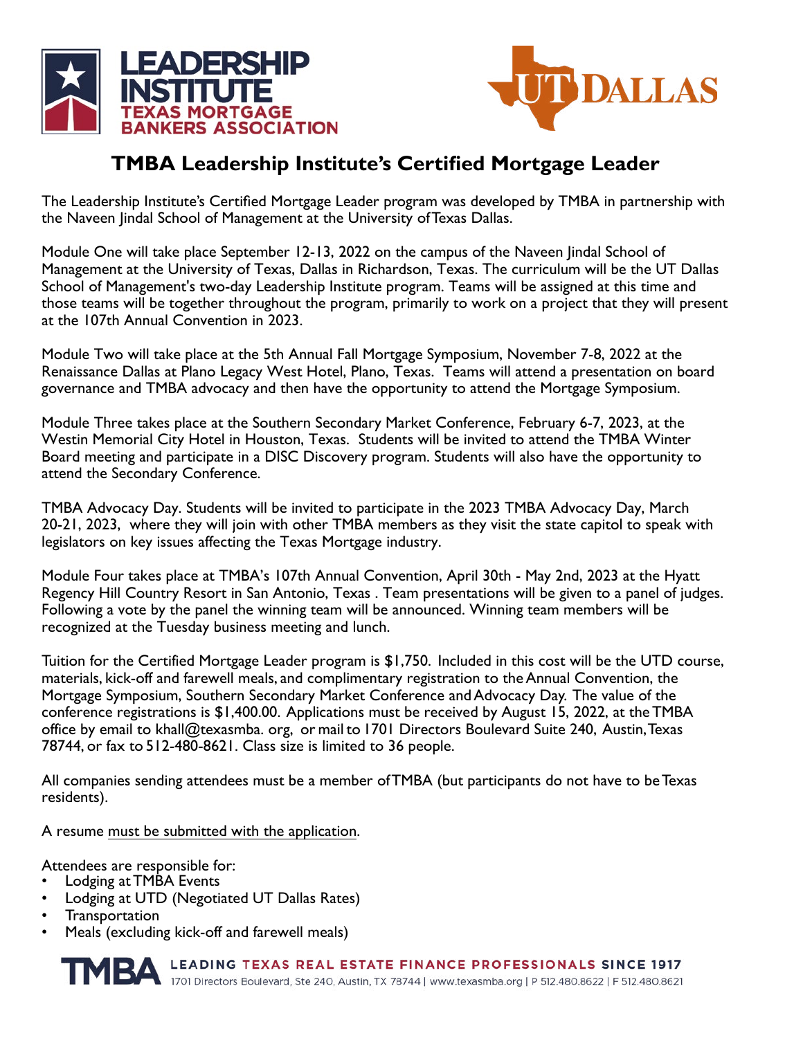# TMBA Leadership Institute's Certified Mortgage Leader

The Leadership Institute's Certified Mortgage Leader program was developed by TMBA in partnership with the Naveen Jindal School of Management at the University of Texas Dallas.

Module One will take place September 12-13, 2022 on the campus of the Naveen Jindal School of Management at the University of Texas, Dallas in Richardson, Texas. The curriculum will be the UT Dallas School of Management's two-day Leadership Institute program. Teams will be assigned at this time and those teams will be together throughout the program, primarily to work on a project that they will present at the 107th Annual Convention in 2023.

Module Two will take place at the 5th Annual Fall Mortgage Symposium, November 7-8, 2022 at the Renaissance Dallas at Plano Legacy West Hotel, Plano, Texas. Teams will attend a presentation on board governance and TMBA advocacy and then have the opportunity to attend the Mortgage Symposium.

Module Three takes place at the Southern Secondary Market Conference, February 6-7, 2023, at the Westin Memorial City Hotel in Houston, Texas. Students will be invited to attend the TMBA Winter Board meeting and participate in a DISC Discovery program. Students will also have the opportunity to attend the Secondary Conference.

TMBA Advocacy Day. Students will be invited to participate in the 2023 TMBA Advocacy Day, March 20-21, 2023, where they will join with other TMBA members as they visit the state capitol to speak with legislators on key issues affecting the Texas Mortgage industry.

Module Four takes place at TMBA's 107th Annual Convention, April 30th - May 2nd, 2023 at the Hyatt Regency Hill Country Resort in San Antonio, Texas . Team presentations will be given to a panel of judges. Following a vote by the panel the winning team will be announced. Winning team members will be recognized at the Tuesday business meeting and lunch.

Tuition for the Certified Mortgage Leader program is $1,750. Included in this cost will be the UTD course, materials, kick-off and farewell meals, and complimentary registration to the Annual Convention, the Mortgage Symposium, Southern Secondary Market Conference and Advocacy Day. The value of the conference registrations is $1,400.00. Applications must be received by August 15, 2022, at the TMBA office by email to khall@texasmba. org, or mail to 1701 Directors Boulevard Suite 240, Austin, Texas 78744, or fax to 512-480-8621. Class size is limited to 36 people.

All companies sending attendees must be a member of TMBA (but participants do not have to be Texas residents).

A resume must be submitted with the application.

Attendees are responsible for:

- Lodging at TMBA Events
- Lodging at UTD (Negotiated UT Dallas Rates)
- Transportation
- Meals (excluding kick-off and farewell meals)

**TMBA** LEADING TEXAS REAL ESTATE FINANCE PROFESSIONALS SINCE 1917
1701 Directors Boulevard, Ste 240, Austin, TX 78744 | www.texasmba.org | P 512.480.8622 | F 512.480.8621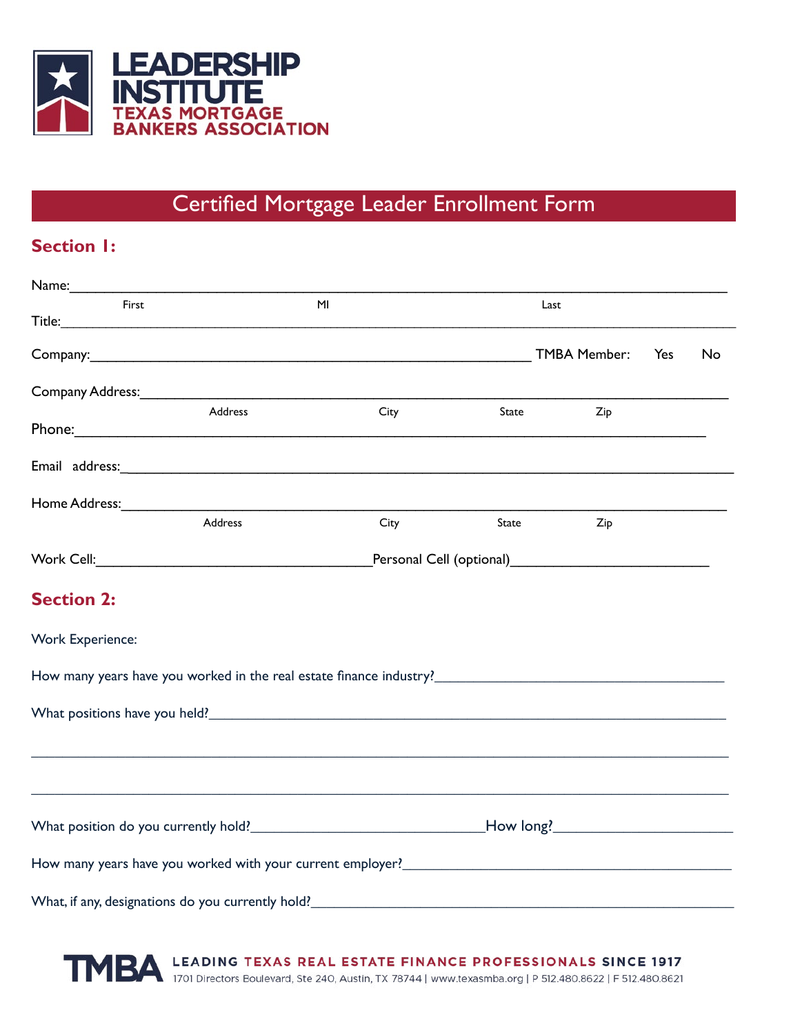LEADERSHIP INSTITUTE
TEXAS MORTGAGE BANKERS ASSOCIATION

# Certified Mortgage Leader Enrollment Form

## Section 1:

Name:______________________________________________________________________
First MI Last

Title:______________________________________________________________________

Company:__________________________________________ TMBA Member: Yes No

Company Address:____________________________________________________________
Address City State Zip

Phone:______________________________________________________________________

Email address:______________________________________________________________

Home Address:_______________________________________________________________
Address City State Zip

Work Cell:__________________________ Personal Cell (optional)__________________

## Section 2:

Work Experience:

How many years have you worked in the real estate finance industry?__________________________

What positions have you held?______________________________________________

___________________________________________________________________________

___________________________________________________________________________

What position do you currently hold?______________________ How long?________________

How many years have you worked with your current employer?__________________________

What, if any, designations do you currently hold?____________________________________

TMBA LEADING TEXAS REAL ESTATE FINANCE PROFESSIONALS SINCE 1917
1701 Directors Boulevard, Ste 240, Austin, TX 78744 | www.texasmba.org | P 512.480.8622 | F 512.480.8621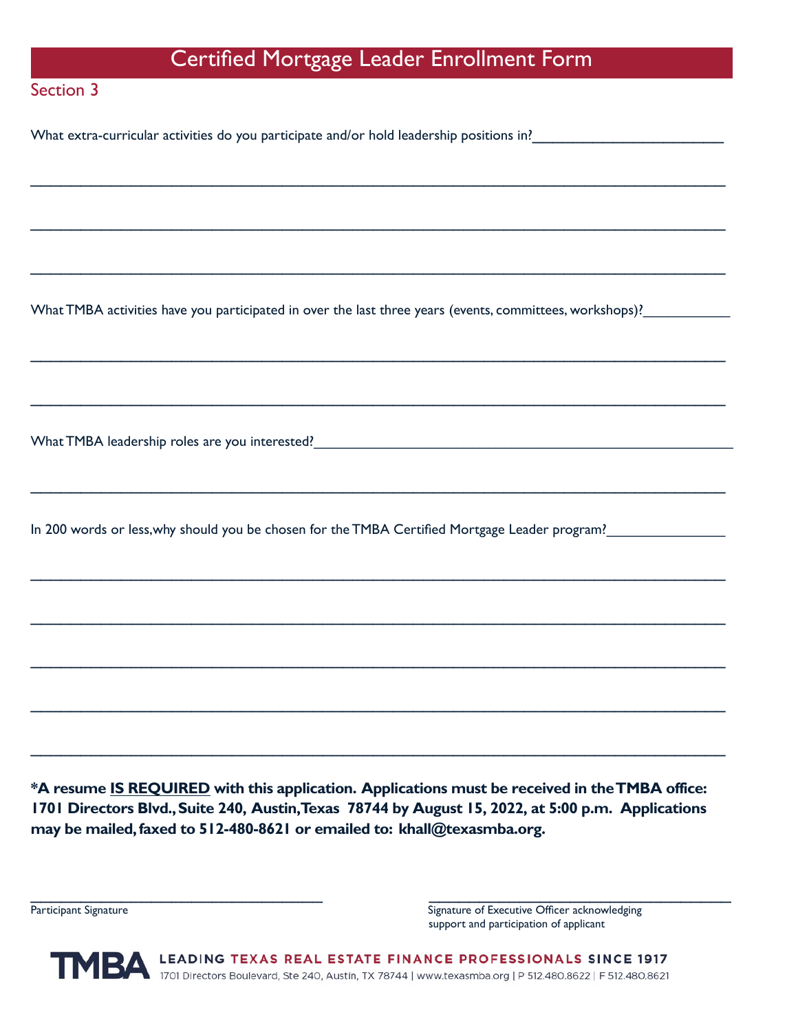# Certified Mortgage Leader Enrollment Form

## Section 3

What extra-curricular activities do you participate and/or hold leadership positions in?_________________________

_______________________________________________________________________________________

_______________________________________________________________________________________

_______________________________________________________________________________________

What TMBA activities have you participated in over the last three years (events, committees, workshops)?____________

_______________________________________________________________________________________

_______________________________________________________________________________________

What TMBA leadership roles are you interested?__________________________________________________________

_______________________________________________________________________________________

In 200 words or less,why should you be chosen for the TMBA Certified Mortgage Leader program?________________

_______________________________________________________________________________________

_______________________________________________________________________________________

_______________________________________________________________________________________

_______________________________________________________________________________________

_______________________________________________________________________________________

**\*A resume IS REQUIRED with this application. Applications must be received in the TMBA office: 1701 Directors Blvd., Suite 240, Austin, Texas 78744 by August 15, 2022, at 5:00 p.m. Applications may be mailed, faxed to 512-480-8621 or emailed to: khall@texasmba.org.**

_________________________________________ Participant Signature

_________________________________________ Signature of Executive Officer acknowledging support and participation of applicant

**TMBA** LEADING TEXAS REAL ESTATE FINANCE PROFESSIONALS SINCE 1917
1701 Directors Boulevard, Ste 240, Austin, TX 78744 | www.texasmba.org | P 512.480.8622 | F 512.480.8621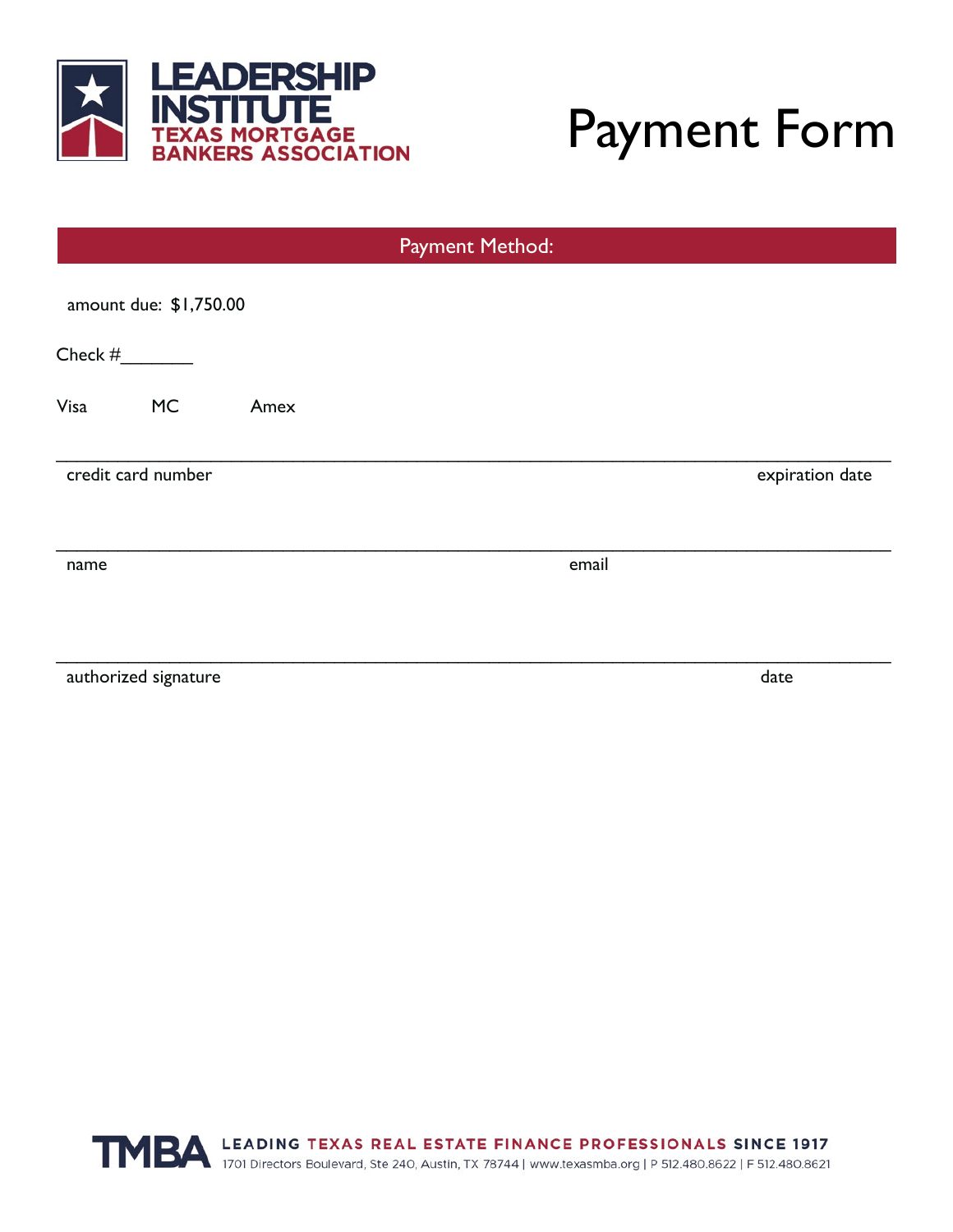LEADERSHIP INSTITUTE
TEXAS MORTGAGE BANKERS ASSOCIATION

# Payment Form

## Payment Method:

amount due: $1,750.00

Check #_______

Visa MC Amex

___________________________________________________________________________
credit card number expiration date

___________________________________________________________________________
name email

___________________________________________________________________________
authorized signature date

TMBA LEADING TEXAS REAL ESTATE FINANCE PROFESSIONALS SINCE 1917
1701 Directors Boulevard, Ste 240, Austin, TX 78744 | www.texasmba.org | P 512.480.8622 | F 512.480.8621